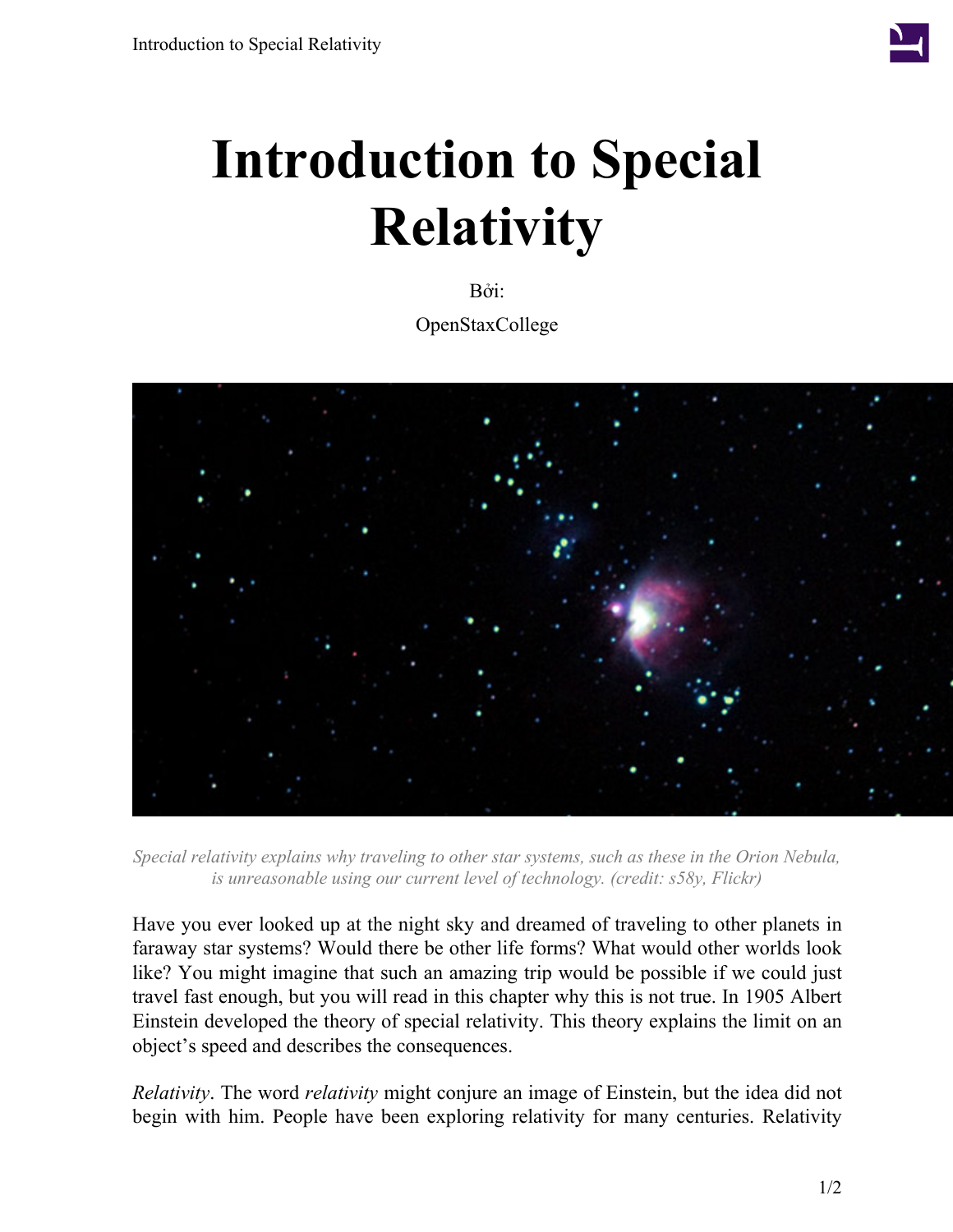# Introduction to Special Relativity

Bởi:

OpenStaxCollege

*Special relativity explains why traveling to other star systems, such as these in the Orion Nebula, is unreasonable using our current level of technology. (credit: s58y, Flickr)*

Have you ever looked up at the night sky and dreamed of traveling to other planets in faraway star systems? Would there be other life forms? What would other worlds look like? You might imagine that such an amazing trip would be possible if we could just travel fast enough, but you will read in this chapter why this is not true. In 1905 Albert Einstein developed the theory of special relativity. This theory explains the limit on an object's speed and describes the consequences.

*Relativity*. The word *relativity* might conjure an image of Einstein, but the idea did not begin with him. People have been exploring relativity for many centuries. Relativity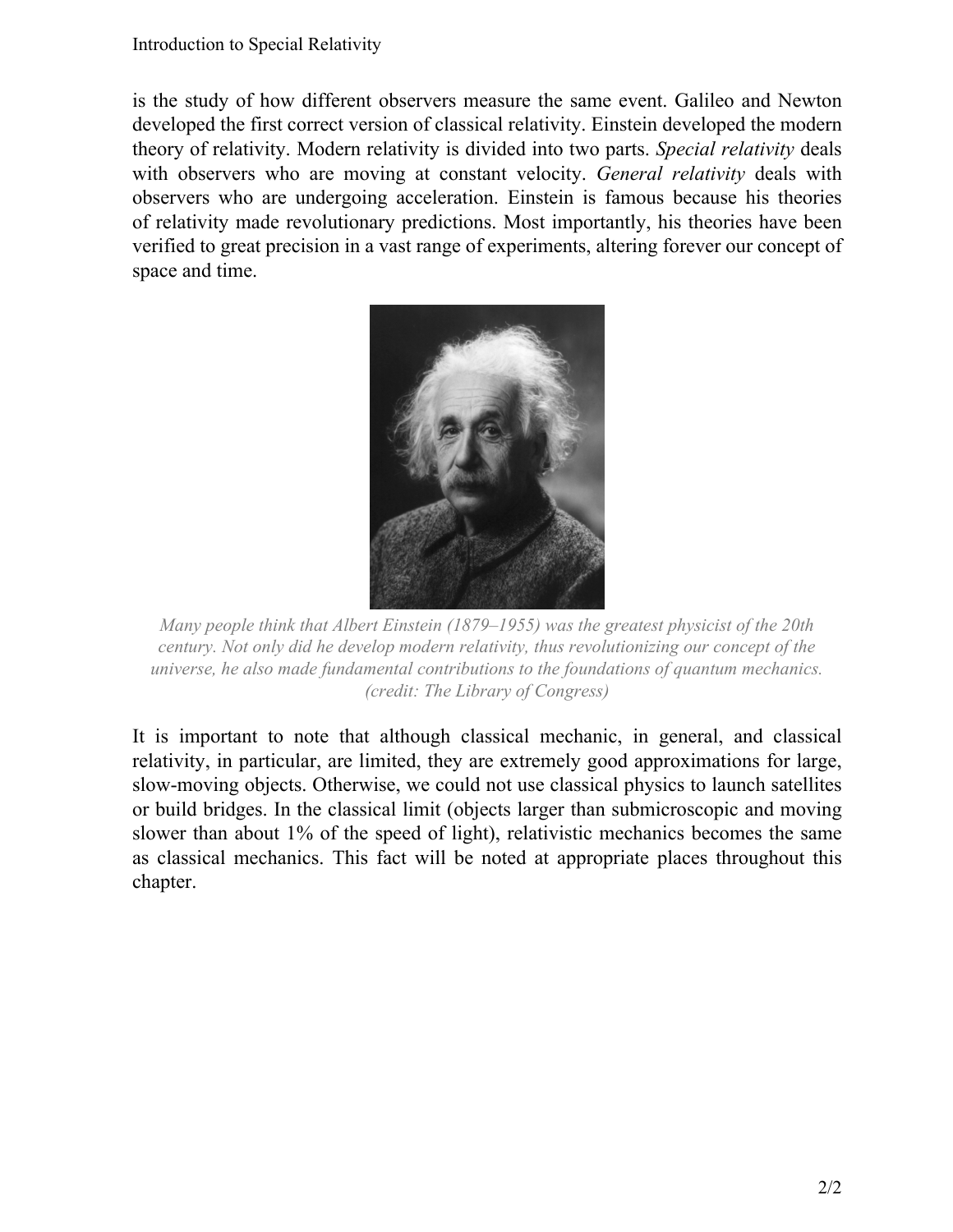is the study of how different observers measure the same event. Galileo and Newton developed the first correct version of classical relativity. Einstein developed the modern theory of relativity. Modern relativity is divided into two parts. *Special relativity* deals with observers who are moving at constant velocity. *General relativity* deals with observers who are undergoing acceleration. Einstein is famous because his theories of relativity made revolutionary predictions. Most importantly, his theories have been verified to great precision in a vast range of experiments, altering forever our concept of space and time.

*Many people think that Albert Einstein (1879–1955) was the greatest physicist of the 20th century. Not only did he develop modern relativity, thus revolutionizing our concept of the universe, he also made fundamental contributions to the foundations of quantum mechanics. (credit: The Library of Congress)*

It is important to note that although classical mechanic, in general, and classical relativity, in particular, are limited, they are extremely good approximations for large, slow-moving objects. Otherwise, we could not use classical physics to launch satellites or build bridges. In the classical limit (objects larger than submicroscopic and moving slower than about 1% of the speed of light), relativistic mechanics becomes the same as classical mechanics. This fact will be noted at appropriate places throughout this chapter.